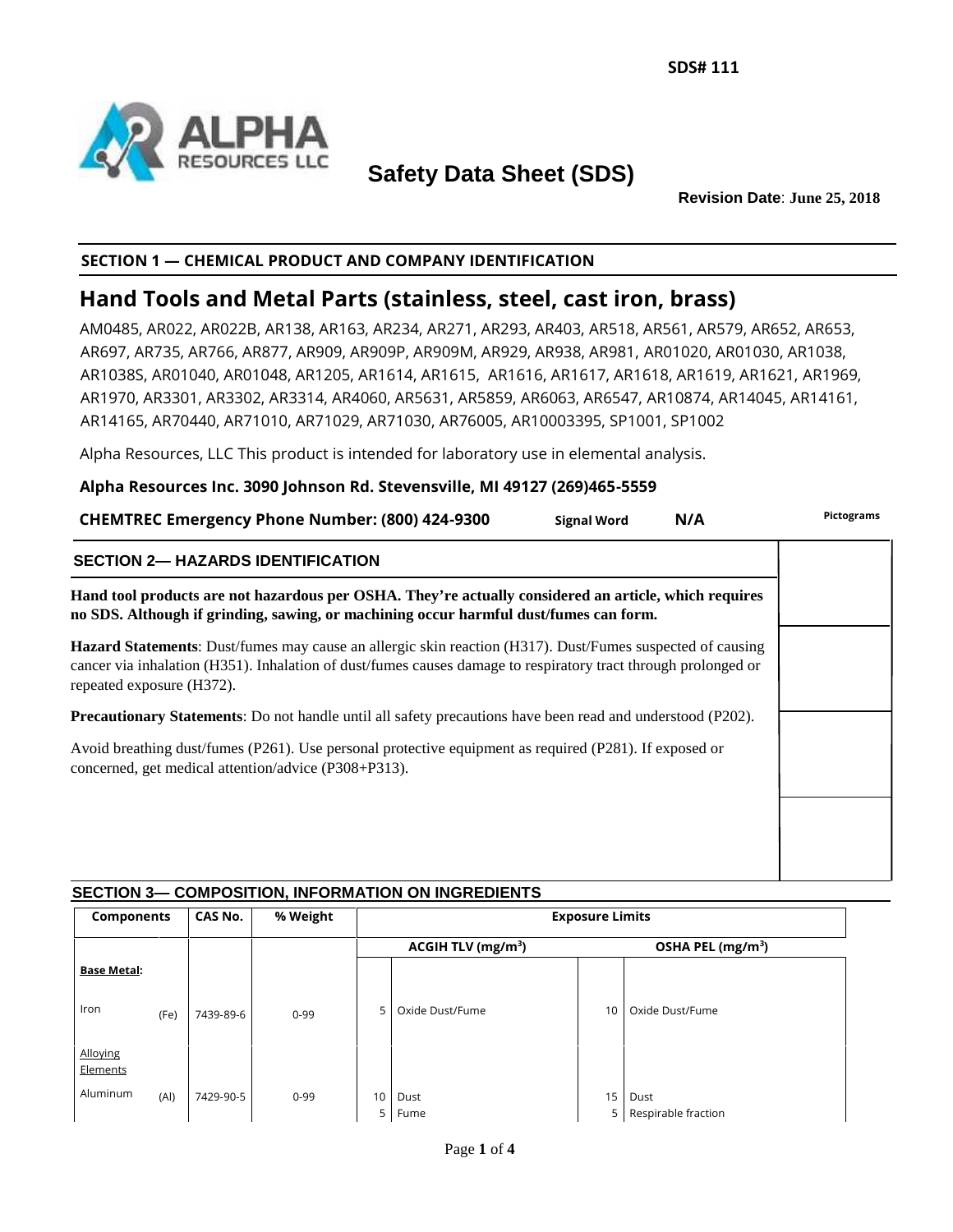SDS# 111

# Safety Data Sheet (SDS)

**Revision Date**: **June 25, 2018**

## SECTION 1 — CHEMICAL PRODUCT AND COMPANY IDENTIFICATION

## Hand Tools and Metal Parts (stainless, steel, cast iron, brass)

AM0485, AR022, AR022B, AR138, AR163, AR234, AR271, AR293, AR403, AR518, AR561, AR579, AR652, AR653, AR697, AR735, AR766, AR877, AR909, AR909P, AR909M, AR929, AR938, AR981, AR01020, AR01030, AR1038, AR1038S, AR01040, AR01048, AR1205, AR1614, AR1615, AR1616, AR1617, AR1618, AR1619, AR1621, AR1969, AR1970, AR3301, AR3302, AR3314, AR4060, AR5631, AR5859, AR6063, AR6547, AR10874, AR14045, AR14161, AR14165, AR70440, AR71010, AR71029, AR71030, AR76005, AR10003395, SP1001, SP1002

Alpha Resources, LLC This product is intended for laboratory use in elemental analysis.

**Alpha Resources Inc. 3090 Johnson Rd. Stevensville, MI 49127 (269)465-5559**

**CHEMTREC Emergency Phone Number: (800) 424-9300** **Signal Word** **N/A** **Pictograms**

## SECTION 2— HAZARDS IDENTIFICATION

**Hand tool products are not hazardous per OSHA. They're actually considered an article, which requires no SDS. Although if grinding, sawing, or machining occur harmful dust/fumes can form.**

**Hazard Statements**: Dust/fumes may cause an allergic skin reaction (H317). Dust/Fumes suspected of causing cancer via inhalation (H351). Inhalation of dust/fumes causes damage to respiratory tract through prolonged or repeated exposure (H372).

**Precautionary Statements**: Do not handle until all safety precautions have been read and understood (P202).

Avoid breathing dust/fumes (P261). Use personal protective equipment as required (P281). If exposed or concerned, get medical attention/advice (P308+P313).

## SECTION 3— COMPOSITION, INFORMATION ON INGREDIENTS

| Components | | CAS No. | % Weight | Exposure Limits | | | |
|---|---|---|---|---|---|---|---|
| | | | | ACGIH TLV (mg/m$^3$) | | OSHA PEL (mg/m$^3$) | |
| **Base Metal**: | | | | | | | |
| Iron | (Fe) | 7439-89-6 | 0-99 | 5 | Oxide Dust/Fume | 10 | Oxide Dust/Fume |
| Alloying Elements | | | | | | | |
| Aluminum | (Al) | 7429-90-5 | 0-99 | 10<br>5 | Dust<br>Fume | 15<br>5 | Dust<br>Respirable fraction |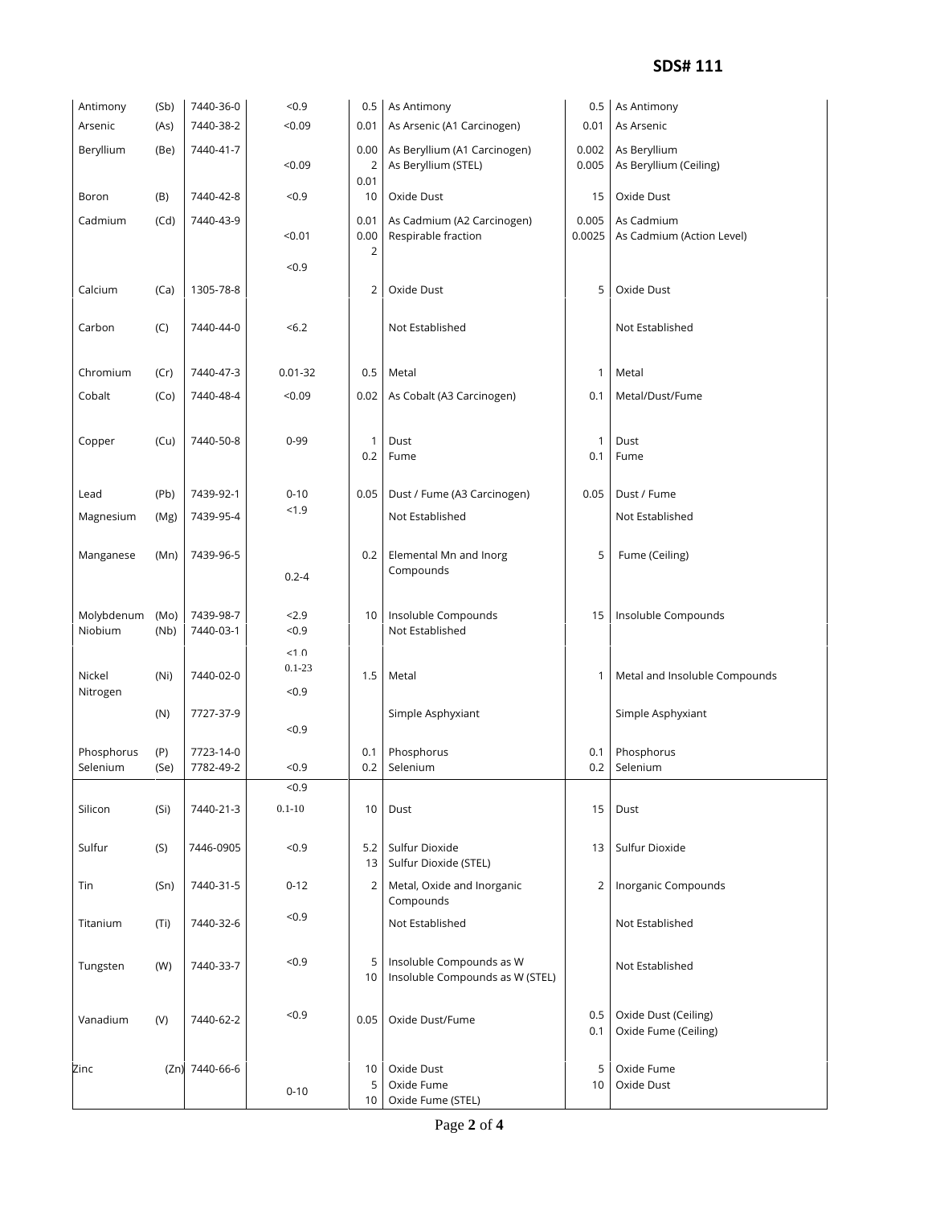| | | | | | | | |
|---|---|---|---|---|---|---|---|
| Antimony | (Sb) | 7440-36-0 | <0.9 | 0.5 | As Antimony | 0.5 | As Antimony |
| Arsenic | (As) | 7440-38-2 | <0.09 | 0.01 | As Arsenic (A1 Carcinogen) | 0.01 | As Arsenic |
| Beryllium | (Be) | 7440-41-7 | <0.09 | 0.002<br>0.01 | As Beryllium (A1 Carcinogen)<br>As Beryllium (STEL) | 0.002<br>0.005 | As Beryllium<br>As Beryllium (Ceiling) |
| Boron | (B) | 7440-42-8 | <0.9 | 10 | Oxide Dust | 15 | Oxide Dust |
| Cadmium | (Cd) | 7440-43-9 | <0.01 | 0.01<br>0.002 | As Cadmium (A2 Carcinogen)<br>Respirable fraction | 0.005<br>0.0025 | As Cadmium<br>As Cadmium (Action Level) |
| Calcium | (Ca) | 1305-78-8 | <0.9 | 2 | Oxide Dust | 5 | Oxide Dust |
| Carbon | (C) | 7440-44-0 | <6.2 | | Not Established | | Not Established |
| Chromium | (Cr) | 7440-47-3 | 0.01-32 | 0.5 | Metal | 1 | Metal |
| Cobalt | (Co) | 7440-48-4 | <0.09 | 0.02 | As Cobalt (A3 Carcinogen) | 0.1 | Metal/Dust/Fume |
| Copper | (Cu) | 7440-50-8 | 0-99 | 1<br>0.2 | Dust<br>Fume | 1<br>0.1 | Dust<br>Fume |
| Lead | (Pb) | 7439-92-1 | 0-10 | 0.05 | Dust / Fume (A3 Carcinogen) | 0.05 | Dust / Fume |
| Magnesium | (Mg) | 7439-95-4 | <1.9 | | Not Established | | Not Established |
| Manganese | (Mn) | 7439-96-5 | 0.2-4 | 0.2 | Elemental Mn and Inorg Compounds | 5 | Fume (Ceiling) |
| Molybdenum | (Mo) | 7439-98-7 | <2.9 | 10 | Insoluble Compounds | 15 | Insoluble Compounds |
| Niobium | (Nb) | 7440-03-1 | <0.9 | | Not Established | | |
| | | | <1.0 | | | | |
| Nickel | (Ni) | 7440-02-0 | 0.1-23 | 1.5 | Metal | 1 | Metal and Insoluble Compounds |
| Nitrogen | (N) | 7727-37-9 | <0.9 | | Simple Asphyxiant | | Simple Asphyxiant |
| Phosphorus | (P) | 7723-14-0 | <0.9 | 0.1 | Phosphorus | 0.1 | Phosphorus |
| Selenium | (Se) | 7782-49-2 | <0.9 | 0.2 | Selenium | 0.2 | Selenium |
| | | | <0.9 | | | | |
| Silicon | (Si) | 7440-21-3 | 0.1-10 | 10 | Dust | 15 | Dust |
| Sulfur | (S) | 7446-0905 | <0.9 | 5.2<br>13 | Sulfur Dioxide<br>Sulfur Dioxide (STEL) | 13 | Sulfur Dioxide |
| Tin | (Sn) | 7440-31-5 | 0-12 | 2 | Metal, Oxide and Inorganic Compounds | 2 | Inorganic Compounds |
| Titanium | (Ti) | 7440-32-6 | <0.9 | | Not Established | | Not Established |
| Tungsten | (W) | 7440-33-7 | <0.9 | 5<br>10 | Insoluble Compounds as W<br>Insoluble Compounds as W (STEL) | | Not Established |
| Vanadium | (V) | 7440-62-2 | <0.9 | 0.05 | Oxide Dust/Fume | 0.5<br>0.1 | Oxide Dust (Ceiling)<br>Oxide Fume (Ceiling) |
| Zinc | (Zn) | 7440-66-6 | 0-10 | 10<br>5<br>10 | Oxide Dust<br>Oxide Fume<br>Oxide Fume (STEL) | 5<br>10 | Oxide Fume<br>Oxide Dust |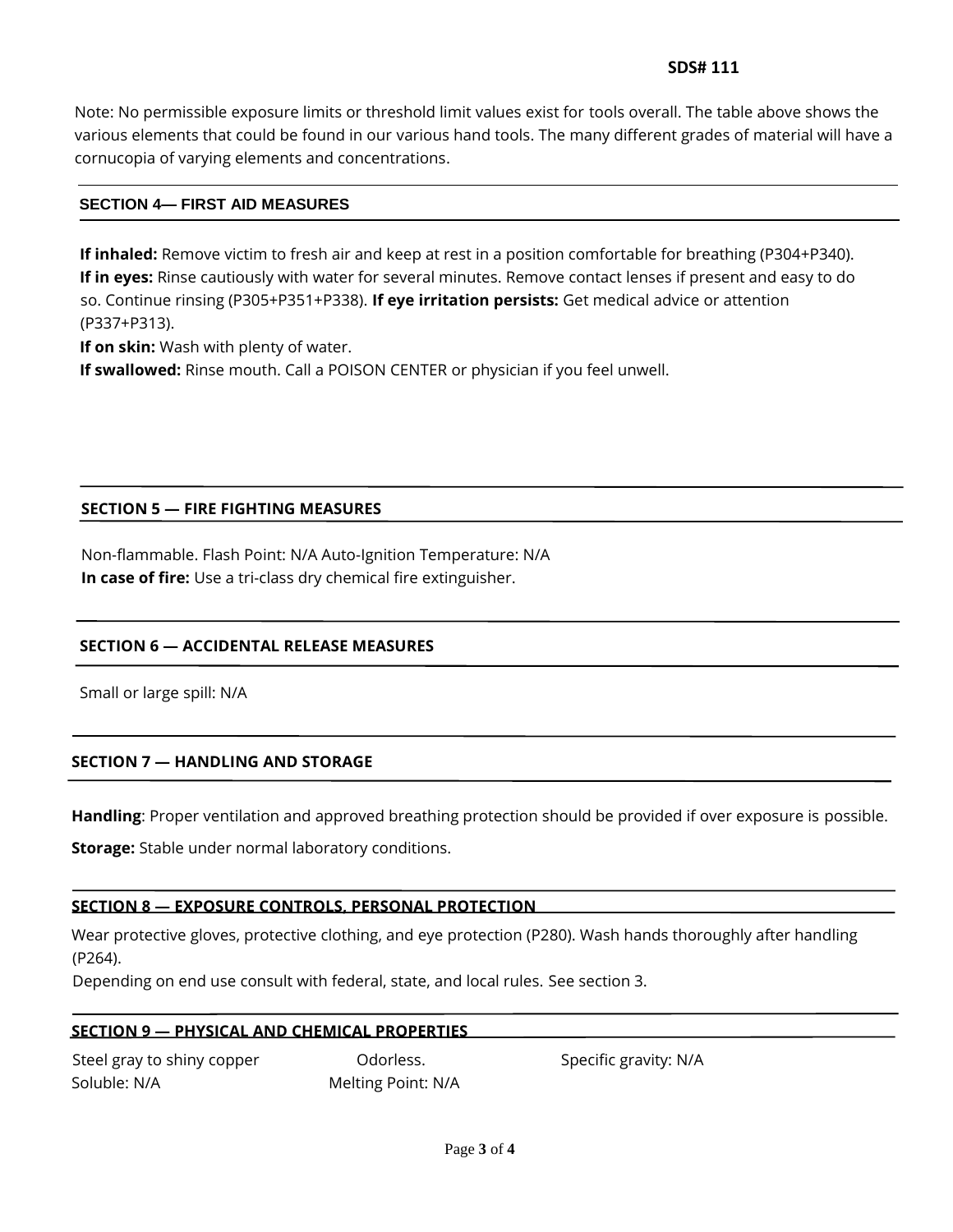Note: No permissible exposure limits or threshold limit values exist for tools overall. The table above shows the various elements that could be found in our various hand tools. The many different grades of material will have a cornucopia of varying elements and concentrations.

## SECTION 4— FIRST AID MEASURES

**If inhaled:** Remove victim to fresh air and keep at rest in a position comfortable for breathing (P304+P340).
**If in eyes:** Rinse cautiously with water for several minutes. Remove contact lenses if present and easy to do so. Continue rinsing (P305+P351+P338). **If eye irritation persists:** Get medical advice or attention (P337+P313).
**If on skin:** Wash with plenty of water.
**If swallowed:** Rinse mouth. Call a POISON CENTER or physician if you feel unwell.

## SECTION 5 — FIRE FIGHTING MEASURES

Non-flammable. Flash Point: N/A Auto-Ignition Temperature: N/A
**In case of fire:** Use a tri-class dry chemical fire extinguisher.

## SECTION 6 — ACCIDENTAL RELEASE MEASURES

Small or large spill: N/A

## SECTION 7 — HANDLING AND STORAGE

**Handling**: Proper ventilation and approved breathing protection should be provided if over exposure is possible.

**Storage:** Stable under normal laboratory conditions.

## SECTION 8 — EXPOSURE CONTROLS, PERSONAL PROTECTION

Wear protective gloves, protective clothing, and eye protection (P280). Wash hands thoroughly after handling (P264).
Depending on end use consult with federal, state, and local rules. See section 3.

## SECTION 9 — PHYSICAL AND CHEMICAL PROPERTIES

Steel gray to shiny copper
Odorless.
Specific gravity: N/A
Soluble: N/A
Melting Point: N/A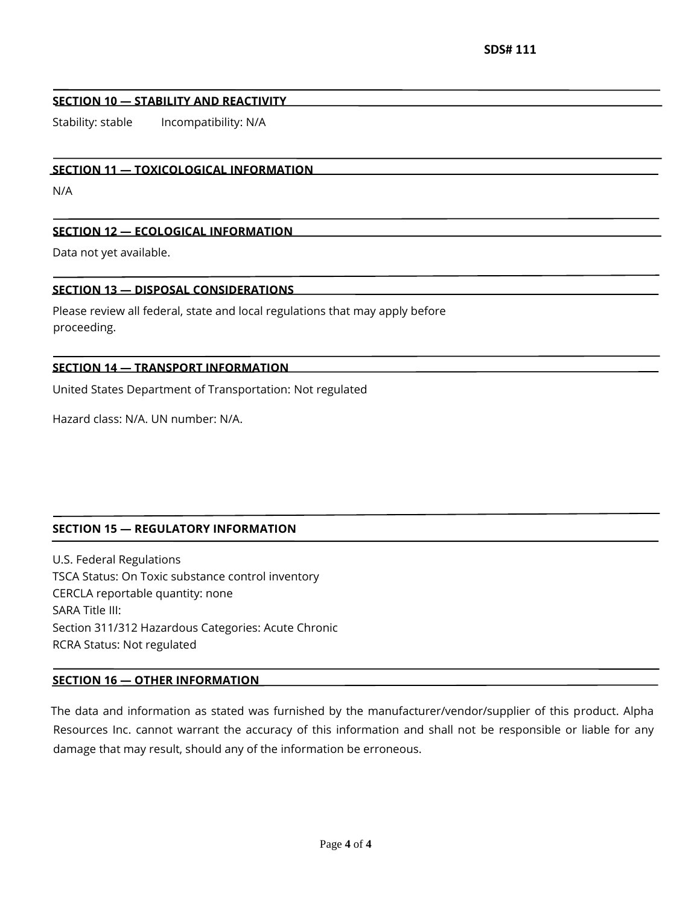## SECTION 10 — STABILITY AND REACTIVITY

Stability: stable    Incompatibility: N/A

## SECTION 11 — TOXICOLOGICAL INFORMATION

N/A

## SECTION 12 — ECOLOGICAL INFORMATION

Data not yet available.

## SECTION 13 — DISPOSAL CONSIDERATIONS

Please review all federal, state and local regulations that may apply before proceeding.

## SECTION 14 — TRANSPORT INFORMATION

United States Department of Transportation: Not regulated

Hazard class: N/A. UN number: N/A.

## SECTION 15 — REGULATORY INFORMATION

U.S. Federal Regulations
TSCA Status: On Toxic substance control inventory
CERCLA reportable quantity: none
SARA Title III:
Section 311/312 Hazardous Categories: Acute Chronic
RCRA Status: Not regulated

## SECTION 16 — OTHER INFORMATION

The data and information as stated was furnished by the manufacturer/vendor/supplier of this product. Alpha Resources Inc. cannot warrant the accuracy of this information and shall not be responsible or liable for any damage that may result, should any of the information be erroneous.